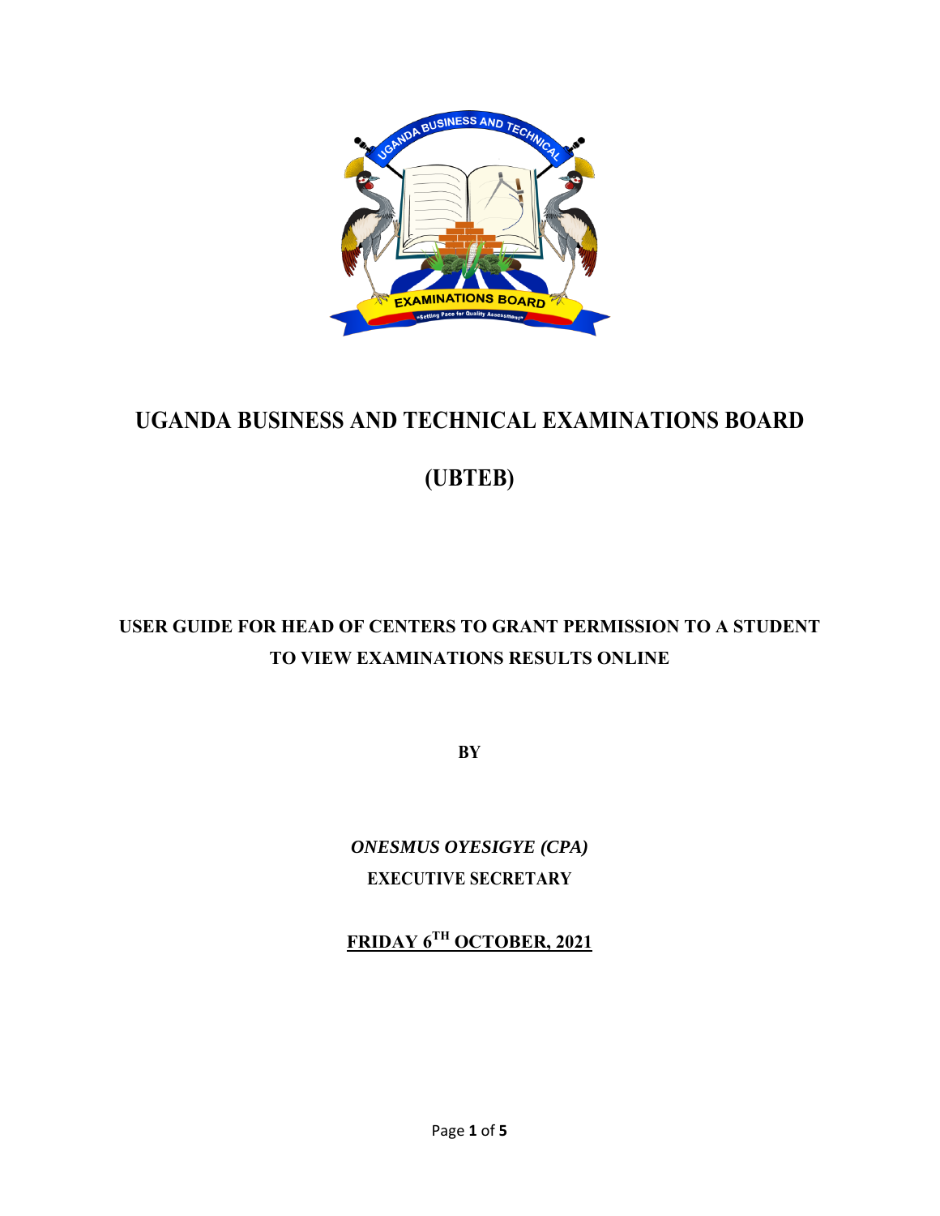# UGANDA BUSINESS AND TECHNICAL EXAMINATIONS BOARD

# (UBTEB)

## USER GUIDE FOR HEAD OF CENTERS TO GRANT PERMISSION TO A STUDENT TO VIEW EXAMINATIONS RESULTS ONLINE

**BY**

***ONESMUS OYESIGYE (CPA)***

**EXECUTIVE SECRETARY**

**FRIDAY 6TH OCTOBER, 2021**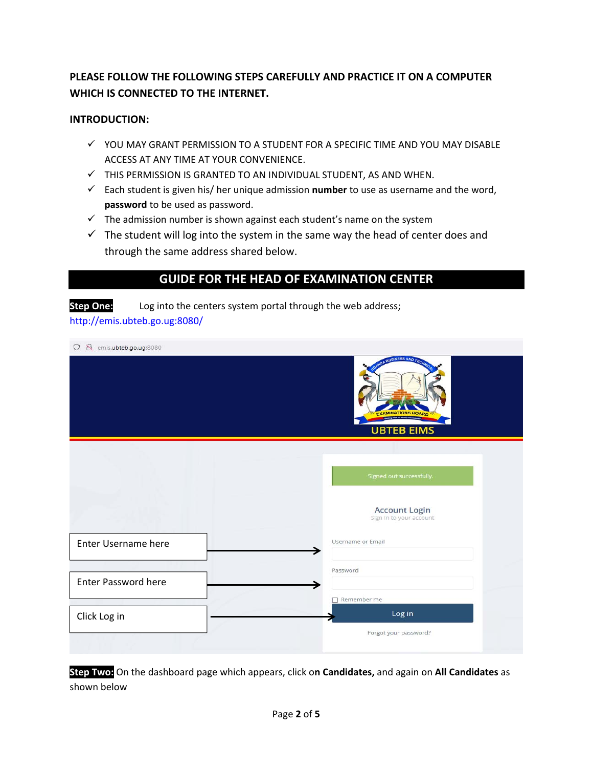**PLEASE FOLLOW THE FOLLOWING STEPS CAREFULLY AND PRACTICE IT ON A COMPUTER WHICH IS CONNECTED TO THE INTERNET.**

**INTRODUCTION:**

- ✓ YOU MAY GRANT PERMISSION TO A STUDENT FOR A SPECIFIC TIME AND YOU MAY DISABLE ACCESS AT ANY TIME AT YOUR CONVENIENCE.
- ✓ THIS PERMISSION IS GRANTED TO AN INDIVIDUAL STUDENT, AS AND WHEN.
- ✓ Each student is given his/ her unique admission **number** to use as username and the word, **password** to be used as password.
- ✓ The admission number is shown against each student's name on the system
- ✓ The student will log into the system in the same way the head of center does and through the same address shared below.

## GUIDE FOR THE HEAD OF EXAMINATION CENTER

**Step One:** Log into the centers system portal through the web address; http://emis.ubteb.go.ug:8080/

Enter Username here

Enter Password here

Click Log in

**Step Two:** On the dashboard page which appears, click o**n Candidates,** and again on **All Candidates** as shown below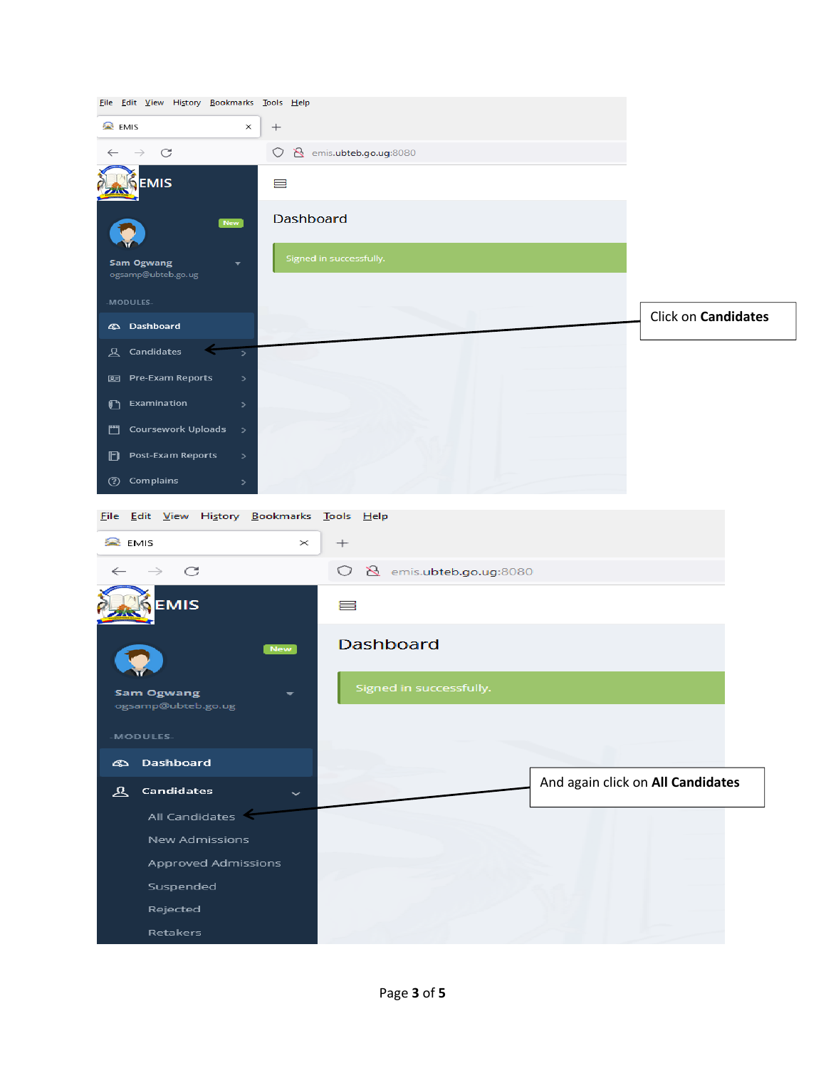Click on **Candidates**

And again click on **All Candidates**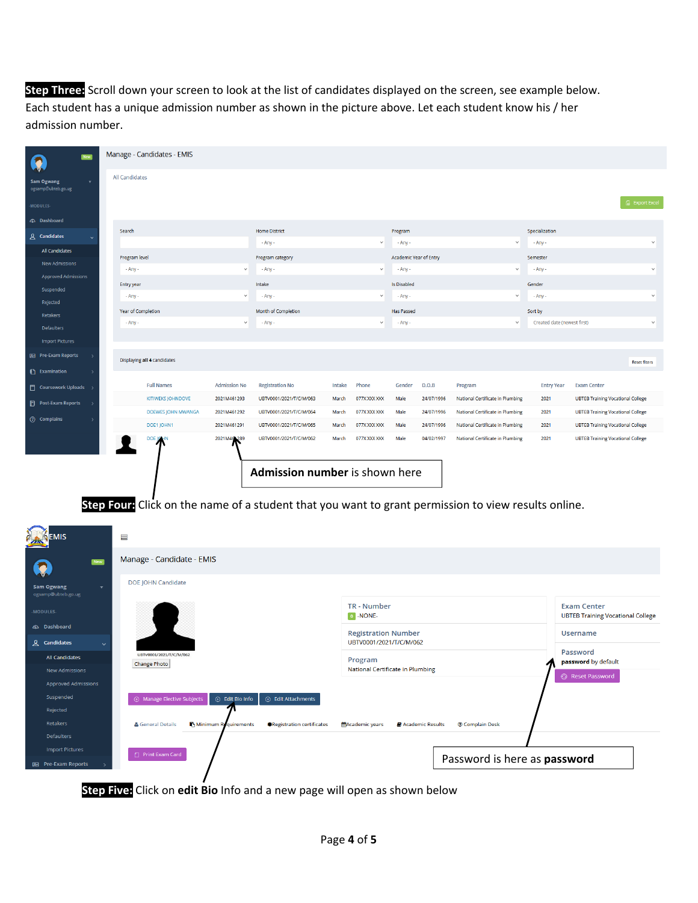**Step Three:** Scroll down your screen to look at the list of candidates displayed on the screen, see example below. Each student has a unique admission number as shown in the picture above. Let each student know his / her admission number.

Manage - Candidates - EMIS

All Candidates

Displaying all 4 candidates

| Full Names | Admission No | Registration No | Intake | Phone | Gender | D.O.B | Program | Entry Year | Exam Center |
|---|---|---|---|---|---|---|---|---|---|
| KITIWEKS JOHNDOVE | 2021M461293 | UBTV0001/2021/T/C/M/063 | March | 077XXXX XXX | Male | 24/07/1996 | National Certificate in Plumbing | 2021 | UBTEB Training Vocational College |
| DOEWES JOHN MWANGA | 2021M461292 | UBTV0001/2021/T/C/M/064 | March | 077XXXX XXX | Male | 24/07/1996 | National Certificate in Plumbing | 2021 | UBTEB Training Vocational College |
| DOE1 JOHN1 | 2021M461291 | UBTV0001/2021/T/C/M/065 | March | 077XXXX XXX | Male | 24/07/1996 | National Certificate in Plumbing | 2021 | UBTEB Training Vocational College |
| DOE JOHN | 2021M461289 | UBTV0001/2021/T/C/M/062 | March | 077XXXX XXX | Male | 04/02/1997 | National Certificate in Plumbing | 2021 | UBTEB Training Vocational College |

**Admission number** is shown here

**Step Four:** Click on the name of a student that you want to grant permission to view results online.

Manage - Candidate - EMIS

DOE JOHN Candidate

TR - Number: -NONE-

Registration Number: UBTV0001/2021/T/C/M/062

Program: National Certificate in Plumbing

Exam Center: UBTEB Training Vocational College

Username

Password: **password** by default

Password is here as **password**

**Step Five:** Click on **edit Bio** Info and a new page will open as shown below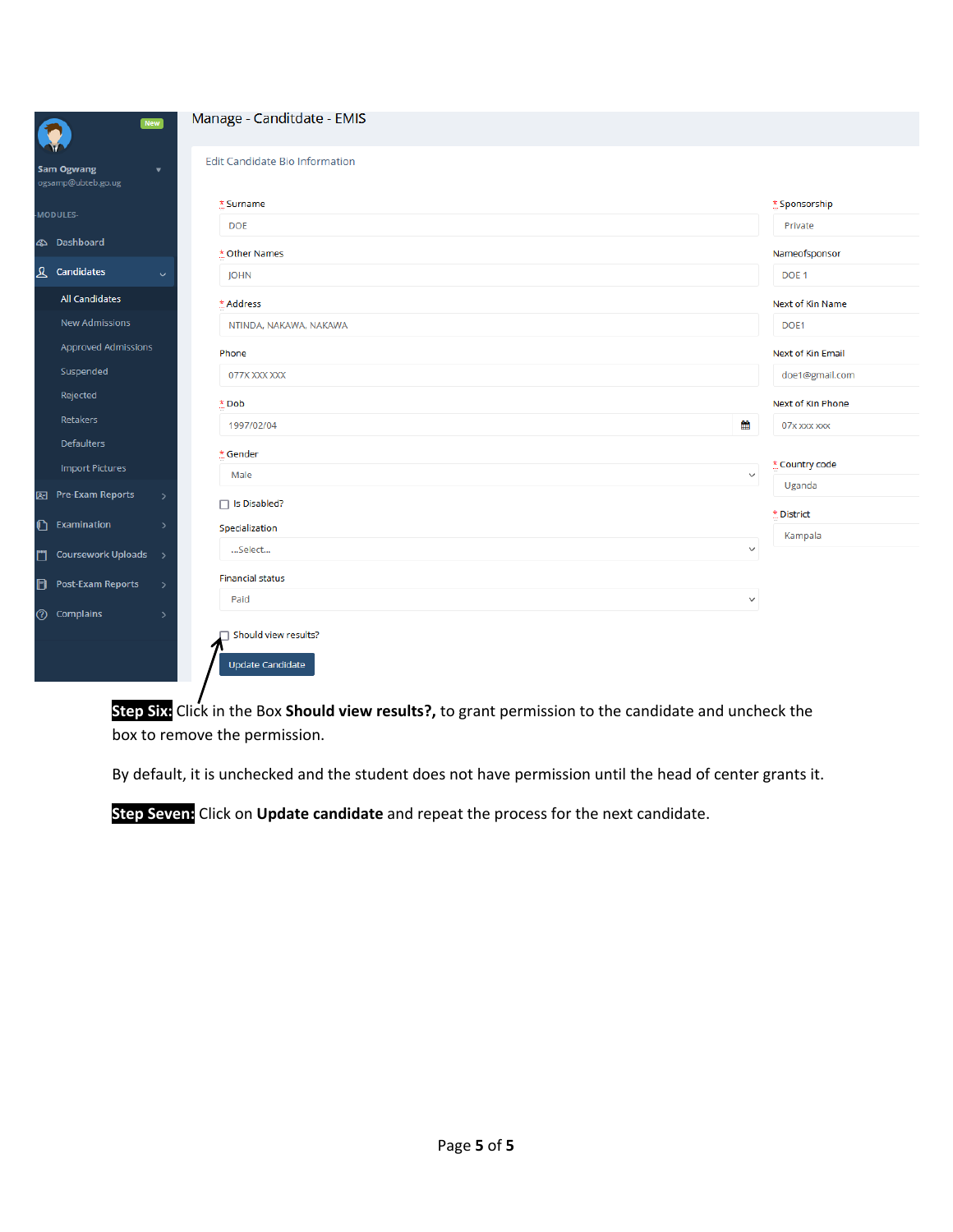Manage - Canditdate - EMIS

Edit Candidate Bio Information

\* Surname

DOE

\* Other Names

JOHN

\* Address

NTINDA, NAKAWA, NAKAWA

Phone

077X XXX XXX

\* Dob

1997/02/04

\* Gender

Male

Is Disabled?

Specialization

...Select...

Financial status

Paid

Should view results?

Update Candidate

\* Sponsorship

Private

Nameofsponsor

DOE 1

Next of Kin Name

DOE1

Next of Kin Email

doe1@gmail.com

Next of Kin Phone

07x xxx xxx

\* Country code

Uganda

\* District

Kampala

**Step Six:** Click in the Box **Should view results?,** to grant permission to the candidate and uncheck the box to remove the permission.

By default, it is unchecked and the student does not have permission until the head of center grants it.

**Step Seven:** Click on **Update candidate** and repeat the process for the next candidate.